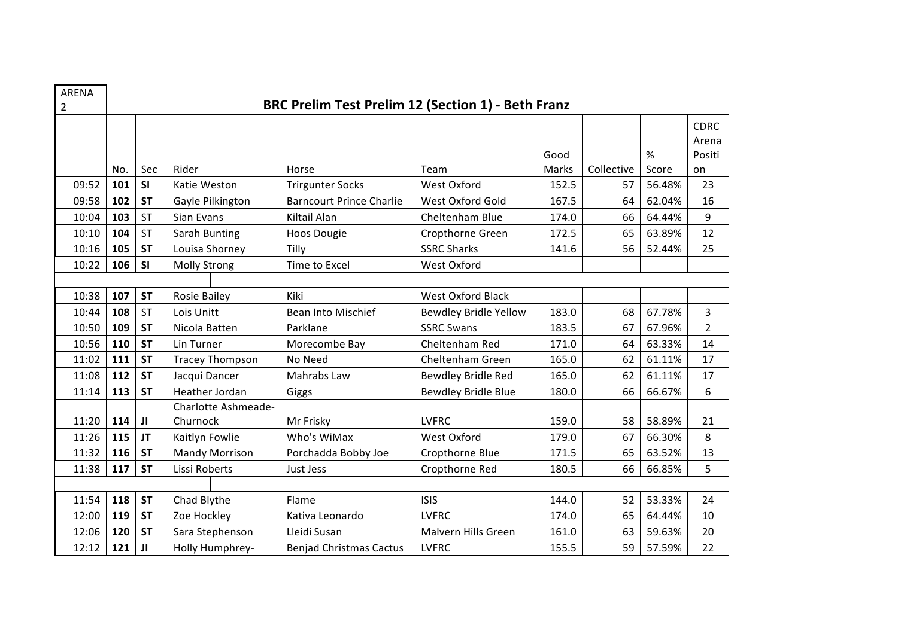| ARENA 2 | BRC Prelim Test Prelim 12 (Section 1) - Beth Franz | | | | | | | | |
|---|---|---|---|---|---|---|---|---|---|
| | No. | Sec | Rider | Horse | Team | Good Marks | Collective | % Score | CDRC Arena Position |
| 09:52 | **101** | **SI** | Katie Weston | Trirgunter Socks | West Oxford | 152.5 | 57 | 56.48% | 23 |
| 09:58 | **102** | **ST** | Gayle Pilkington | Barncourt Prince Charlie | West Oxford Gold | 167.5 | 64 | 62.04% | 16 |
| 10:04 | **103** | ST | Sian Evans | Kiltail Alan | Cheltenham Blue | 174.0 | 66 | 64.44% | 9 |
| 10:10 | **104** | ST | Sarah Bunting | Hoos Dougie | Cropthorne Green | 172.5 | 65 | 63.89% | 12 |
| 10:16 | **105** | **ST** | Louisa Shorney | Tilly | SSRC Sharks | 141.6 | 56 | 52.44% | 25 |
| 10:22 | **106** | **SI** | Molly Strong | Time to Excel | West Oxford | | | | |
| | | | | | | | | | |
| 10:38 | **107** | **ST** | Rosie Bailey | Kiki | West Oxford Black | | | | |
| 10:44 | **108** | ST | Lois Unitt | Bean Into Mischief | Bewdley Bridle Yellow | 183.0 | 68 | 67.78% | 3 |
| 10:50 | **109** | **ST** | Nicola Batten | Parklane | SSRC Swans | 183.5 | 67 | 67.96% | 2 |
| 10:56 | **110** | **ST** | Lin Turner | Morecombe Bay | Cheltenham Red | 171.0 | 64 | 63.33% | 14 |
| 11:02 | **111** | **ST** | Tracey Thompson | No Need | Cheltenham Green | 165.0 | 62 | 61.11% | 17 |
| 11:08 | **112** | **ST** | Jacqui Dancer | Mahrabs Law | Bewdley Bridle Red | 165.0 | 62 | 61.11% | 17 |
| 11:14 | **113** | **ST** | Heather Jordan | Giggs | Bewdley Bridle Blue | 180.0 | 66 | 66.67% | 6 |
| 11:20 | **114** | **JI** | Charlotte Ashmeade-Churnock | Mr Frisky | LVFRC | 159.0 | 58 | 58.89% | 21 |
| 11:26 | **115** | **JT** | Kaitlyn Fowlie | Who's WiMax | West Oxford | 179.0 | 67 | 66.30% | 8 |
| 11:32 | **116** | **ST** | Mandy Morrison | Porchadda Bobby Joe | Cropthorne Blue | 171.5 | 65 | 63.52% | 13 |
| 11:38 | **117** | **ST** | Lissi Roberts | Just Jess | Cropthorne Red | 180.5 | 66 | 66.85% | 5 |
| | | | | | | | | | |
| 11:54 | **118** | **ST** | Chad Blythe | Flame | ISIS | 144.0 | 52 | 53.33% | 24 |
| 12:00 | **119** | **ST** | Zoe Hockley | Kativa Leonardo | LVFRC | 174.0 | 65 | 64.44% | 10 |
| 12:06 | **120** | **ST** | Sara Stephenson | Lleidi Susan | Malvern Hills Green | 161.0 | 63 | 59.63% | 20 |
| 12:12 | **121** | **JI** | Holly Humphrey- | Benjad Christmas Cactus | LVFRC | 155.5 | 59 | 57.59% | 22 |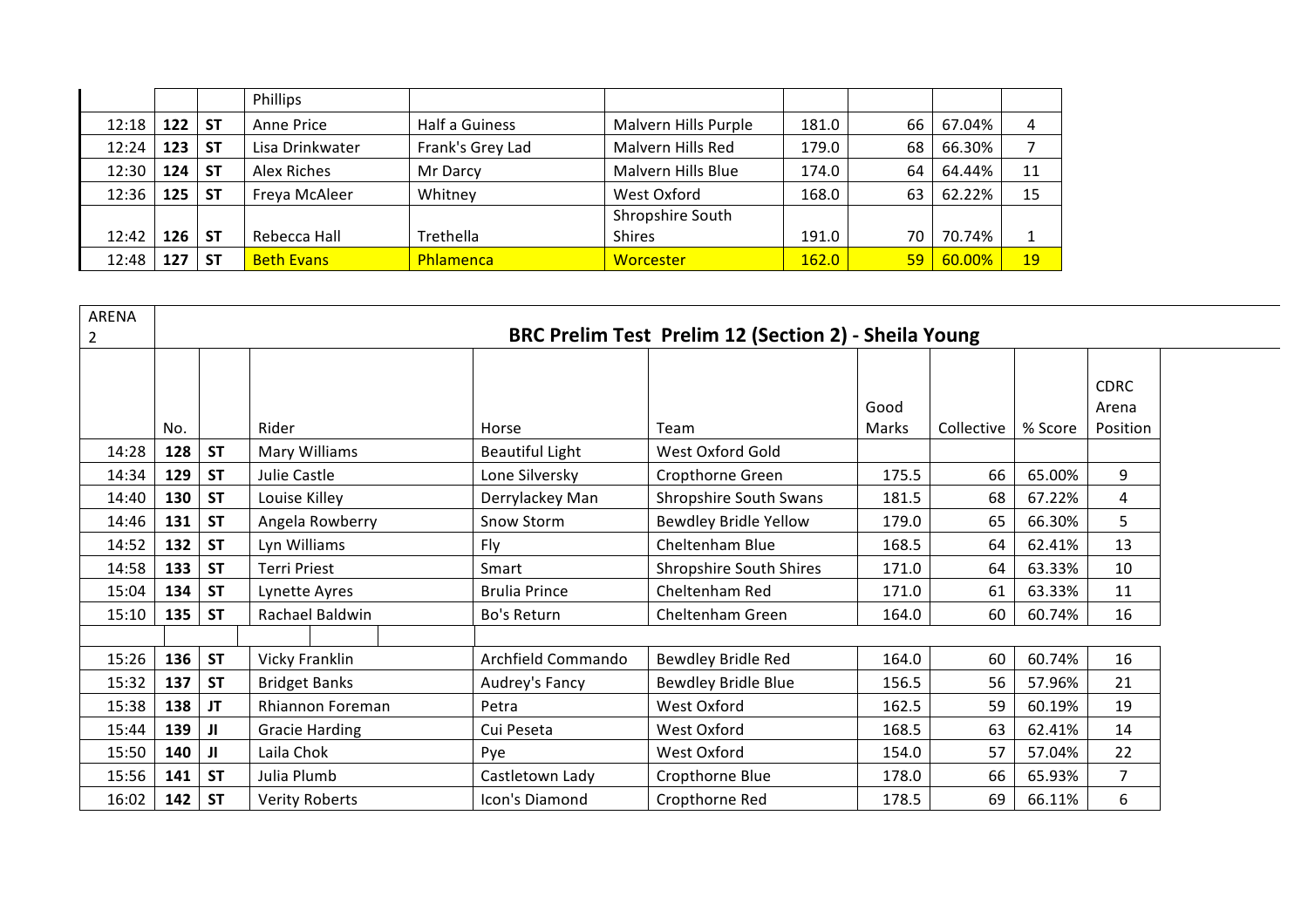| | | | Rider | Horse | Team | | | | |
|---|---|---|---|---|---|---|---|---|---|
| | | | Phillips | | | | | | |
| 12:18 | **122** | **ST** | Anne Price | Half a Guiness | Malvern Hills Purple | 181.0 | 66 | 67.04% | 4 |
| 12:24 | **123** | **ST** | Lisa Drinkwater | Frank's Grey Lad | Malvern Hills Red | 179.0 | 68 | 66.30% | 7 |
| 12:30 | **124** | **ST** | Alex Riches | Mr Darcy | Malvern Hills Blue | 174.0 | 64 | 64.44% | 11 |
| 12:36 | **125** | **ST** | Freya McAleer | Whitney | West Oxford | 168.0 | 63 | 62.22% | 15 |
| 12:42 | **126** | **ST** | Rebecca Hall | Trethella | Shropshire South Shires | 191.0 | 70 | 70.74% | 1 |
| 12:48 | **127** | **ST** | Beth Evans | Phlamenca | Worcester | 162.0 | 59 | 60.00% | 19 |

ARENA 2

## BRC Prelim Test Prelim 12 (Section 2) - Sheila Young

| | No. | | Rider | Horse | Team | Good Marks | Collective | % Score | CDRC Arena Position |
|---|---|---|---|---|---|---|---|---|---|
| 14:28 | **128** | **ST** | Mary Williams | Beautiful Light | West Oxford Gold | | | | |
| 14:34 | **129** | **ST** | Julie Castle | Lone Silversky | Cropthorne Green | 175.5 | 66 | 65.00% | 9 |
| 14:40 | **130** | **ST** | Louise Killey | Derrylackey Man | Shropshire South Swans | 181.5 | 68 | 67.22% | 4 |
| 14:46 | **131** | **ST** | Angela Rowberry | Snow Storm | Bewdley Bridle Yellow | 179.0 | 65 | 66.30% | 5 |
| 14:52 | **132** | **ST** | Lyn Williams | Fly | Cheltenham Blue | 168.5 | 64 | 62.41% | 13 |
| 14:58 | **133** | **ST** | Terri Priest | Smart | Shropshire South Shires | 171.0 | 64 | 63.33% | 10 |
| 15:04 | **134** | **ST** | Lynette Ayres | Brulia Prince | Cheltenham Red | 171.0 | 61 | 63.33% | 11 |
| 15:10 | **135** | **ST** | Rachael Baldwin | Bo's Return | Cheltenham Green | 164.0 | 60 | 60.74% | 16 |
| | | | | | | | | | |
| 15:26 | **136** | **ST** | Vicky Franklin | Archfield Commando | Bewdley Bridle Red | 164.0 | 60 | 60.74% | 16 |
| 15:32 | **137** | **ST** | Bridget Banks | Audrey's Fancy | Bewdley Bridle Blue | 156.5 | 56 | 57.96% | 21 |
| 15:38 | **138** | **JT** | Rhiannon Foreman | Petra | West Oxford | 162.5 | 59 | 60.19% | 19 |
| 15:44 | **139** | **JI** | Gracie Harding | Cui Peseta | West Oxford | 168.5 | 63 | 62.41% | 14 |
| 15:50 | **140** | **JI** | Laila Chok | Pye | West Oxford | 154.0 | 57 | 57.04% | 22 |
| 15:56 | **141** | **ST** | Julia Plumb | Castletown Lady | Cropthorne Blue | 178.0 | 66 | 65.93% | 7 |
| 16:02 | **142** | **ST** | Verity Roberts | Icon's Diamond | Cropthorne Red | 178.5 | 69 | 66.11% | 6 |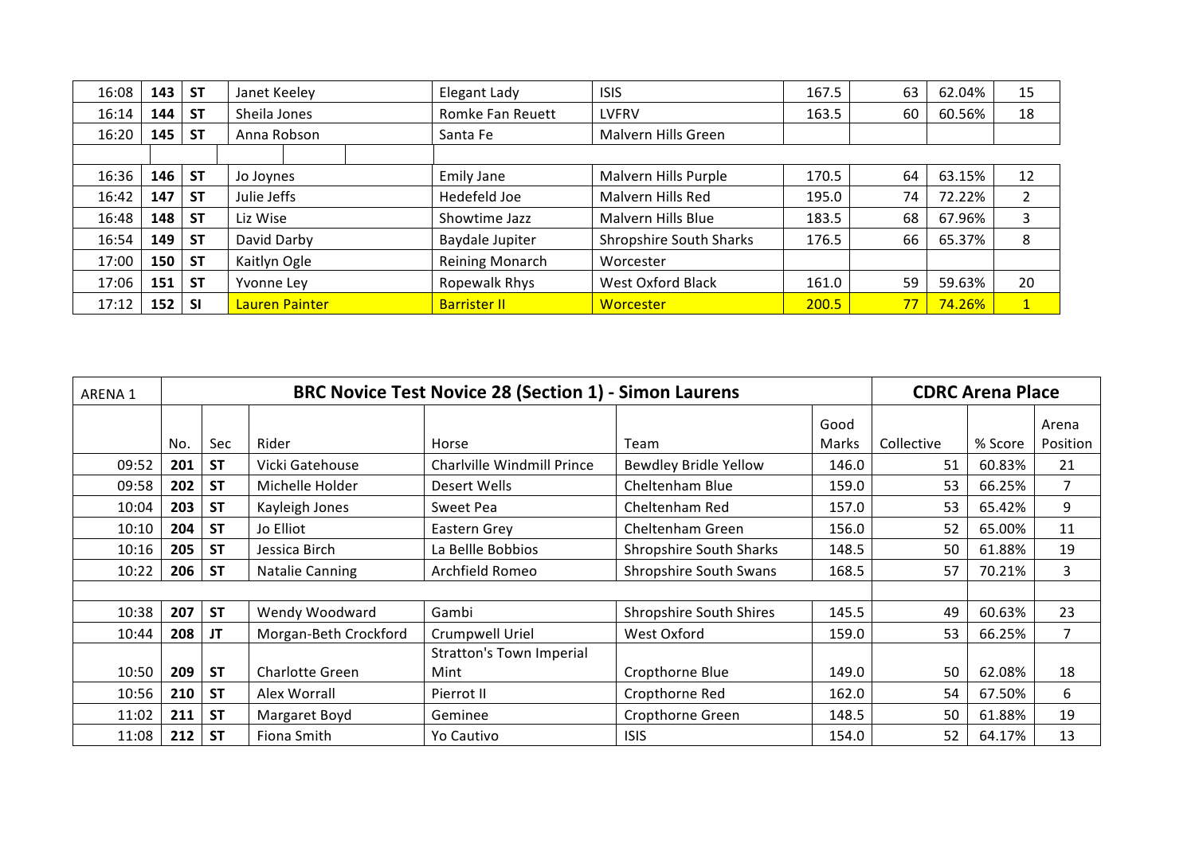| | | | | | | | | | |
|---|---|---|---|---|---|---|---|---|---|
| 16:08 | **143** | **ST** | Janet Keeley | Elegant Lady | ISIS | 167.5 | 63 | 62.04% | 15 |
| 16:14 | **144** | **ST** | Sheila Jones | Romke Fan Reuett | LVFRV | 163.5 | 60 | 60.56% | 18 |
| 16:20 | **145** | **ST** | Anna Robson | Santa Fe | Malvern Hills Green | | | | |
| | | | | | | | | | |
| 16:36 | **146** | **ST** | Jo Joynes | Emily Jane | Malvern Hills Purple | 170.5 | 64 | 63.15% | 12 |
| 16:42 | **147** | **ST** | Julie Jeffs | Hedefeld Joe | Malvern Hills Red | 195.0 | 74 | 72.22% | 2 |
| 16:48 | **148** | **ST** | Liz Wise | Showtime Jazz | Malvern Hills Blue | 183.5 | 68 | 67.96% | 3 |
| 16:54 | **149** | **ST** | David Darby | Baydale Jupiter | Shropshire South Sharks | 176.5 | 66 | 65.37% | 8 |
| 17:00 | **150** | **ST** | Kaitlyn Ogle | Reining Monarch | Worcester | | | | |
| 17:06 | **151** | **ST** | Yvonne Ley | Ropewalk Rhys | West Oxford Black | 161.0 | 59 | 59.63% | 20 |
| 17:12 | **152** | **SI** | Lauren Painter | Barrister II | Worcester | 200.5 | 77 | 74.26% | 1 |

| ARENA 1 | **BRC Novice Test Novice 28 (Section 1) - Simon Laurens** | | | | | | **CDRC Arena Place** | | |
|---|---|---|---|---|---|---|---|---|---|
| | No. | Sec | Rider | Horse | Team | Good Marks | Collective | % Score | Arena Position |
| 09:52 | **201** | **ST** | Vicki Gatehouse | Charlville Windmill Prince | Bewdley Bridle Yellow | 146.0 | 51 | 60.83% | 21 |
| 09:58 | **202** | **ST** | Michelle Holder | Desert Wells | Cheltenham Blue | 159.0 | 53 | 66.25% | 7 |
| 10:04 | **203** | **ST** | Kayleigh Jones | Sweet Pea | Cheltenham Red | 157.0 | 53 | 65.42% | 9 |
| 10:10 | **204** | **ST** | Jo Elliot | Eastern Grey | Cheltenham Green | 156.0 | 52 | 65.00% | 11 |
| 10:16 | **205** | **ST** | Jessica Birch | La Bellle Bobbios | Shropshire South Sharks | 148.5 | 50 | 61.88% | 19 |
| 10:22 | **206** | **ST** | Natalie Canning | Archfield Romeo | Shropshire South Swans | 168.5 | 57 | 70.21% | 3 |
| | | | | | | | | | |
| 10:38 | **207** | **ST** | Wendy Woodward | Gambi | Shropshire South Shires | 145.5 | 49 | 60.63% | 23 |
| 10:44 | **208** | **JT** | Morgan-Beth Crockford | Crumpwell Uriel | West Oxford | 159.0 | 53 | 66.25% | 7 |
| 10:50 | **209** | **ST** | Charlotte Green | Stratton's Town Imperial Mint | Cropthorne Blue | 149.0 | 50 | 62.08% | 18 |
| 10:56 | **210** | **ST** | Alex Worrall | Pierrot II | Cropthorne Red | 162.0 | 54 | 67.50% | 6 |
| 11:02 | **211** | **ST** | Margaret Boyd | Geminee | Cropthorne Green | 148.5 | 50 | 61.88% | 19 |
| 11:08 | **212** | **ST** | Fiona Smith | Yo Cautivo | ISIS | 154.0 | 52 | 64.17% | 13 |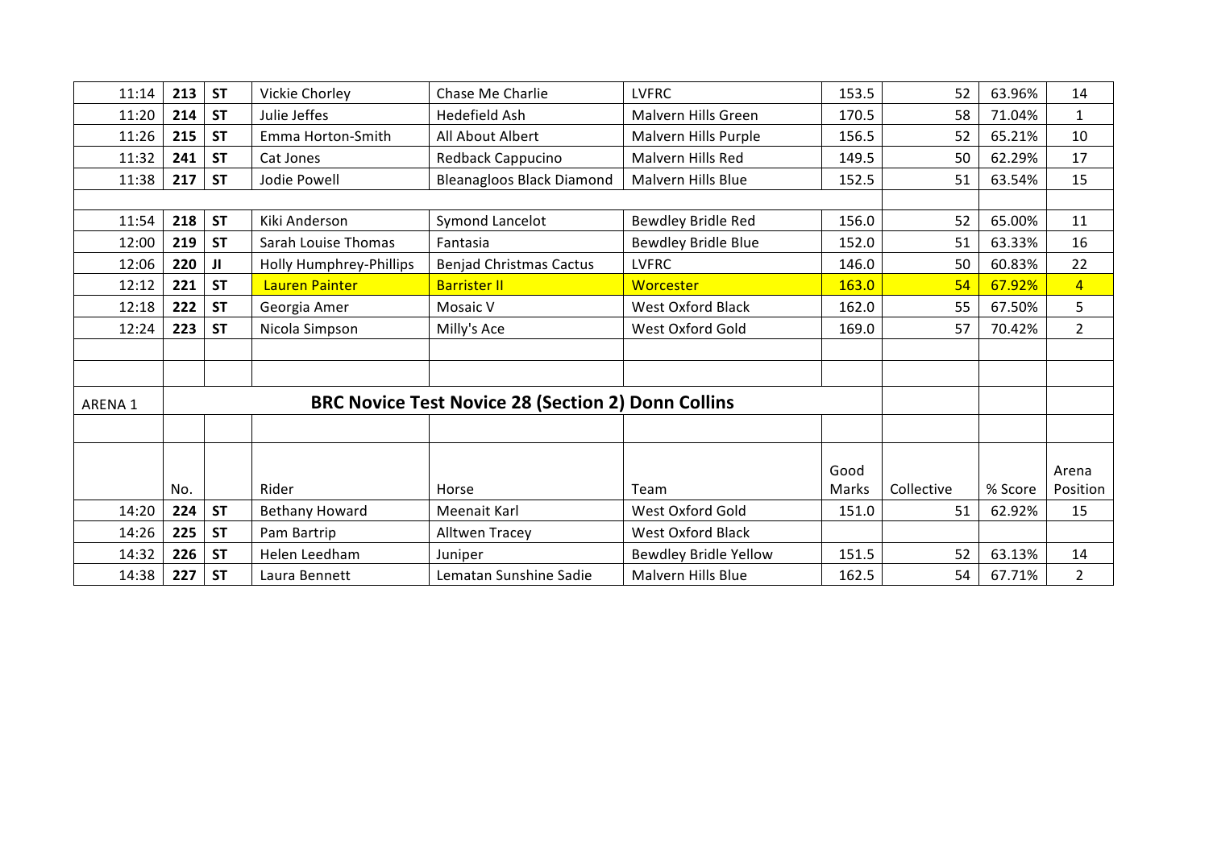| | | | | | | | | | |
|---|---|---|---|---|---|---|---|---|---|
| 11:14 | **213** | **ST** | Vickie Chorley | Chase Me Charlie | LVFRC | 153.5 | 52 | 63.96% | 14 |
| 11:20 | **214** | **ST** | Julie Jeffes | Hedefield Ash | Malvern Hills Green | 170.5 | 58 | 71.04% | 1 |
| 11:26 | **215** | **ST** | Emma Horton-Smith | All About Albert | Malvern Hills Purple | 156.5 | 52 | 65.21% | 10 |
| 11:32 | **241** | **ST** | Cat Jones | Redback Cappucino | Malvern Hills Red | 149.5 | 50 | 62.29% | 17 |
| 11:38 | **217** | **ST** | Jodie Powell | Bleanagloos Black Diamond | Malvern Hills Blue | 152.5 | 51 | 63.54% | 15 |
| | | | | | | | | | |
| 11:54 | **218** | **ST** | Kiki Anderson | Symond Lancelot | Bewdley Bridle Red | 156.0 | 52 | 65.00% | 11 |
| 12:00 | **219** | **ST** | Sarah Louise Thomas | Fantasia | Bewdley Bridle Blue | 152.0 | 51 | 63.33% | 16 |
| 12:06 | **220** | **JI** | Holly Humphrey-Phillips | Benjad Christmas Cactus | LVFRC | 146.0 | 50 | 60.83% | 22 |
| 12:12 | **221** | **ST** | Lauren Painter | Barrister II | Worcester | 163.0 | 54 | 67.92% | 4 |
| 12:18 | **222** | **ST** | Georgia Amer | Mosaic V | West Oxford Black | 162.0 | 55 | 67.50% | 5 |
| 12:24 | **223** | **ST** | Nicola Simpson | Milly's Ace | West Oxford Gold | 169.0 | 57 | 70.42% | 2 |

**ARENA 1 — BRC Novice Test Novice 28 (Section 2) Donn Collins**

| | No. | | Rider | Horse | Team | Good Marks | Collective | % Score | Arena Position |
|---|---|---|---|---|---|---|---|---|---|
| 14:20 | **224** | **ST** | Bethany Howard | Meenait Karl | West Oxford Gold | 151.0 | 51 | 62.92% | 15 |
| 14:26 | **225** | **ST** | Pam Bartrip | Alltwen Tracey | West Oxford Black | | | | |
| 14:32 | **226** | **ST** | Helen Leedham | Juniper | Bewdley Bridle Yellow | 151.5 | 52 | 63.13% | 14 |
| 14:38 | **227** | **ST** | Laura Bennett | Lematan Sunshine Sadie | Malvern Hills Blue | 162.5 | 54 | 67.71% | 2 |